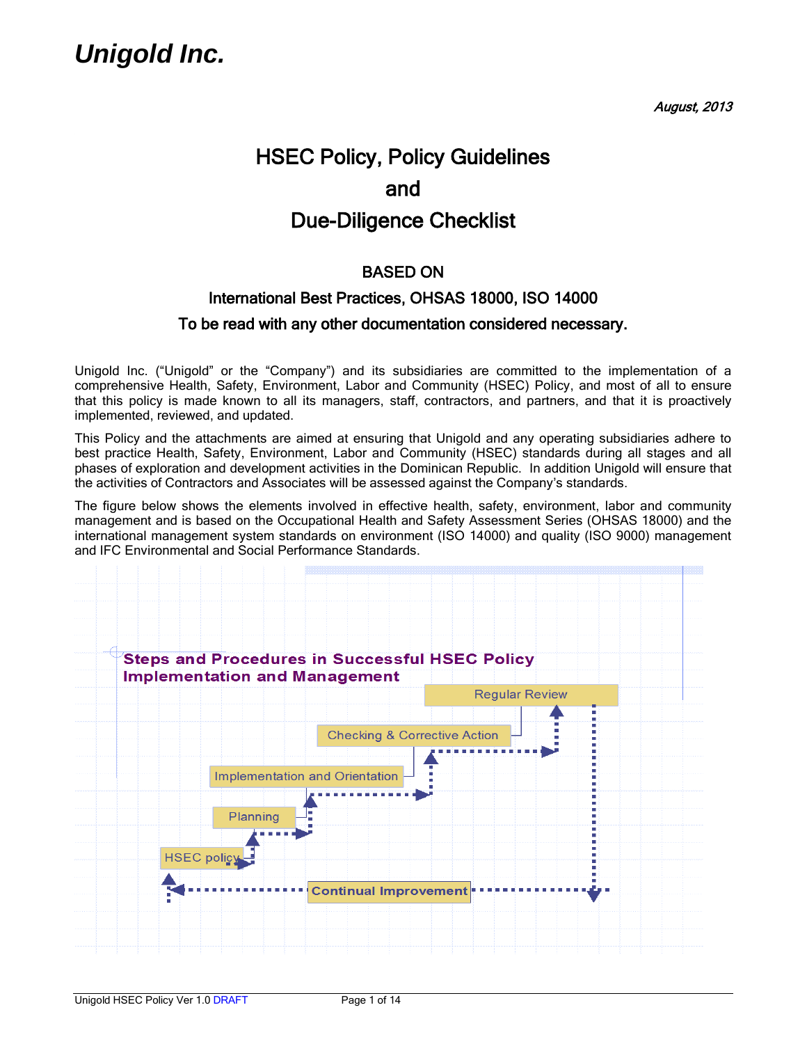# Unigold Inc.

*August, 2013*

## HSEC Policy, Policy Guidelines
## and
## Due-Diligence Checklist

### BASED ON

### International Best Practices, OHSAS 18000, ISO 14000

### To be read with any other documentation considered necessary.

Unigold Inc. ("Unigold" or the "Company") and its subsidiaries are committed to the implementation of a comprehensive Health, Safety, Environment, Labor and Community (HSEC) Policy, and most of all to ensure that this policy is made known to all its managers, staff, contractors, and partners, and that it is proactively implemented, reviewed, and updated.

This Policy and the attachments are aimed at ensuring that Unigold and any operating subsidiaries adhere to best practice Health, Safety, Environment, Labor and Community (HSEC) standards during all stages and all phases of exploration and development activities in the Dominican Republic. In addition Unigold will ensure that the activities of Contractors and Associates will be assessed against the Company's standards.

The figure below shows the elements involved in effective health, safety, environment, labor and community management and is based on the Occupational Health and Safety Assessment Series (OHSAS 18000) and the international management system standards on environment (ISO 14000) and quality (ISO 9000) management and IFC Environmental and Social Performance Standards.

**Steps and Procedures in Successful HSEC Policy Implementation and Management**

HSEC policy → Planning → Implementation and Orientation → Checking & Corrective Action → Regular Review → Continual Improvement → HSEC policy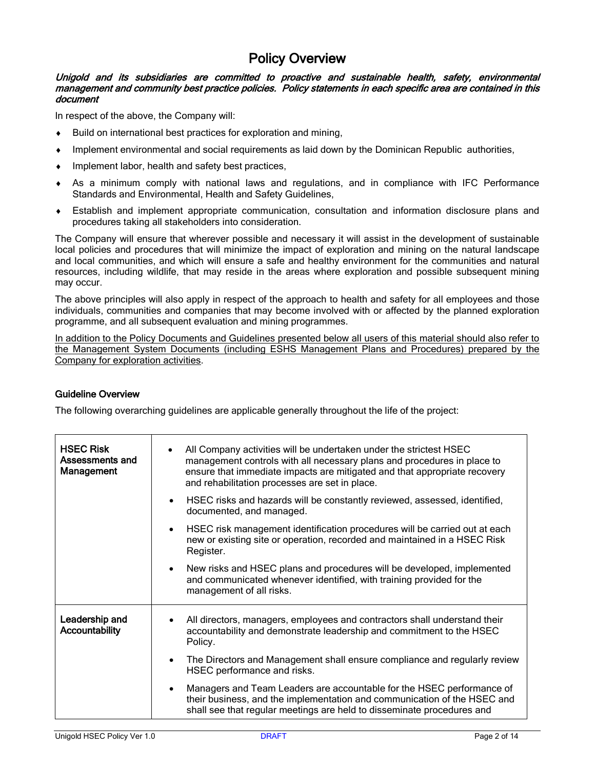# Policy Overview

***Unigold and its subsidiaries are committed to proactive and sustainable health, safety, environmental management and community best practice policies. Policy statements in each specific area are contained in this document***

In respect of the above, the Company will:

- Build on international best practices for exploration and mining,
- Implement environmental and social requirements as laid down by the Dominican Republic authorities,
- Implement labor, health and safety best practices,
- As a minimum comply with national laws and regulations, and in compliance with IFC Performance Standards and Environmental, Health and Safety Guidelines,
- Establish and implement appropriate communication, consultation and information disclosure plans and procedures taking all stakeholders into consideration.

The Company will ensure that wherever possible and necessary it will assist in the development of sustainable local policies and procedures that will minimize the impact of exploration and mining on the natural landscape and local communities, and which will ensure a safe and healthy environment for the communities and natural resources, including wildlife, that may reside in the areas where exploration and possible subsequent mining may occur.

The above principles will also apply in respect of the approach to health and safety for all employees and those individuals, communities and companies that may become involved with or affected by the planned exploration programme, and all subsequent evaluation and mining programmes.

<u>In addition to the Policy Documents and Guidelines presented below all users of this material should also refer to the Management System Documents (including ESHS Management Plans and Procedures) prepared by the Company for exploration activities</u>.

### Guideline Overview

The following overarching guidelines are applicable generally throughout the life of the project:

| | |
|---|---|
| **HSEC Risk Assessments and Management** | • All Company activities will be undertaken under the strictest HSEC management controls with all necessary plans and procedures in place to ensure that immediate impacts are mitigated and that appropriate recovery and rehabilitation processes are set in place.<br>• HSEC risks and hazards will be constantly reviewed, assessed, identified, documented, and managed.<br>• HSEC risk management identification procedures will be carried out at each new or existing site or operation, recorded and maintained in a HSEC Risk Register.<br>• New risks and HSEC plans and procedures will be developed, implemented and communicated whenever identified, with training provided for the management of all risks. |
| **Leadership and Accountability** | • All directors, managers, employees and contractors shall understand their accountability and demonstrate leadership and commitment to the HSEC Policy.<br>• The Directors and Management shall ensure compliance and regularly review HSEC performance and risks.<br>• Managers and Team Leaders are accountable for the HSEC performance of their business, and the implementation and communication of the HSEC and shall see that regular meetings are held to disseminate procedures and |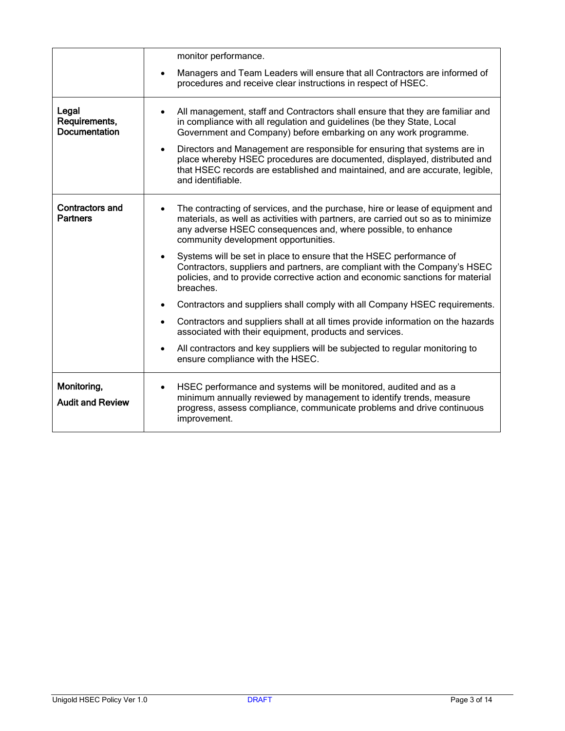| | |
|---|---|
| | monitor performance.<br>• Managers and Team Leaders will ensure that all Contractors are informed of procedures and receive clear instructions in respect of HSEC. |
| **Legal Requirements, Documentation** | • All management, staff and Contractors shall ensure that they are familiar and in compliance with all regulation and guidelines (be they State, Local Government and Company) before embarking on any work programme.<br>• Directors and Management are responsible for ensuring that systems are in place whereby HSEC procedures are documented, displayed, distributed and that HSEC records are established and maintained, and are accurate, legible, and identifiable. |
| **Contractors and Partners** | • The contracting of services, and the purchase, hire or lease of equipment and materials, as well as activities with partners, are carried out so as to minimize any adverse HSEC consequences and, where possible, to enhance community development opportunities.<br>• Systems will be set in place to ensure that the HSEC performance of Contractors, suppliers and partners, are compliant with the Company's HSEC policies, and to provide corrective action and economic sanctions for material breaches.<br>• Contractors and suppliers shall comply with all Company HSEC requirements.<br>• Contractors and suppliers shall at all times provide information on the hazards associated with their equipment, products and services.<br>• All contractors and key suppliers will be subjected to regular monitoring to ensure compliance with the HSEC. |
| **Monitoring, Audit and Review** | • HSEC performance and systems will be monitored, audited and as a minimum annually reviewed by management to identify trends, measure progress, assess compliance, communicate problems and drive continuous improvement. |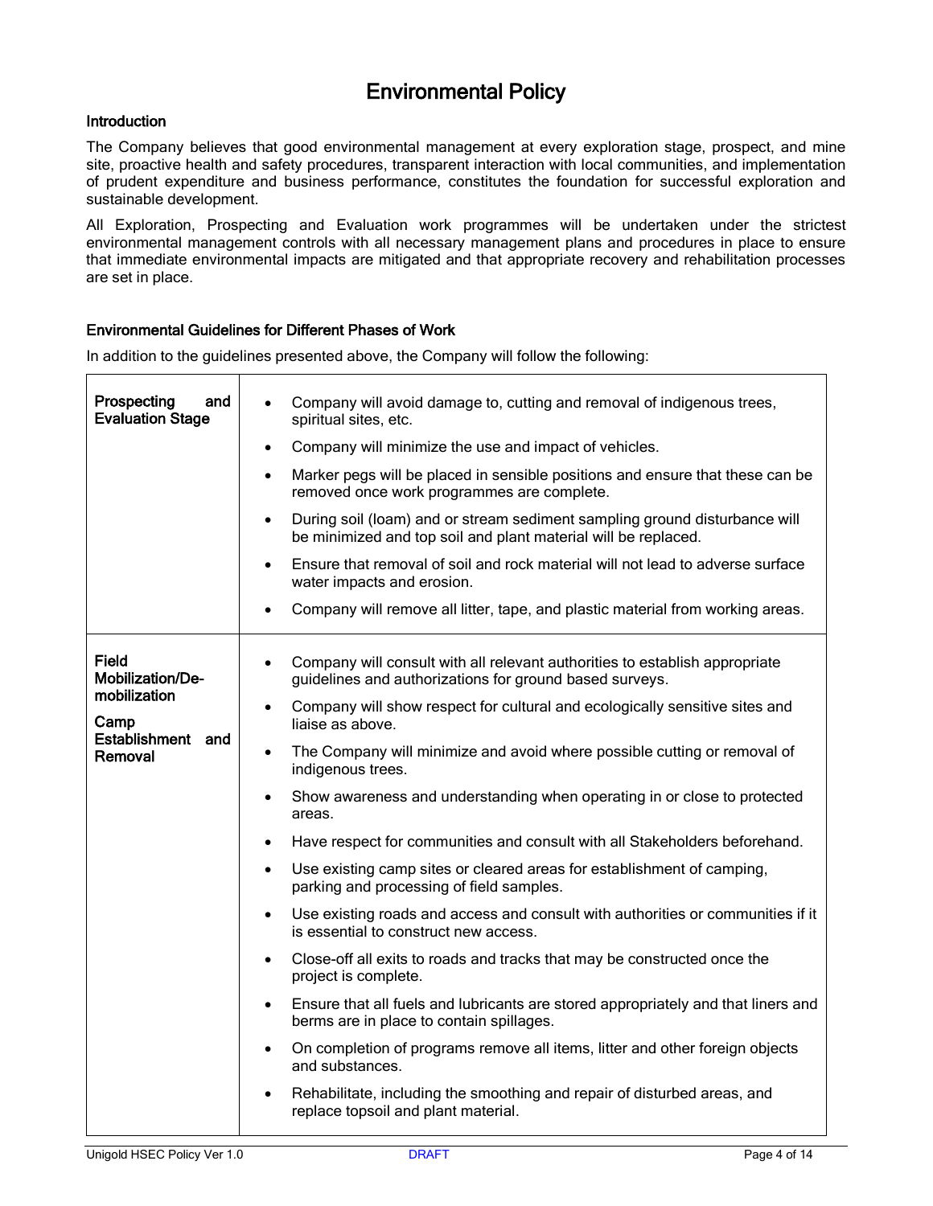# Environmental Policy

### Introduction

The Company believes that good environmental management at every exploration stage, prospect, and mine site, proactive health and safety procedures, transparent interaction with local communities, and implementation of prudent expenditure and business performance, constitutes the foundation for successful exploration and sustainable development.

All Exploration, Prospecting and Evaluation work programmes will be undertaken under the strictest environmental management controls with all necessary management plans and procedures in place to ensure that immediate environmental impacts are mitigated and that appropriate recovery and rehabilitation processes are set in place.

### Environmental Guidelines for Different Phases of Work

In addition to the guidelines presented above, the Company will follow the following:

| | |
|---|---|
| **Prospecting and Evaluation Stage** | • Company will avoid damage to, cutting and removal of indigenous trees, spiritual sites, etc.<br>• Company will minimize the use and impact of vehicles.<br>• Marker pegs will be placed in sensible positions and ensure that these can be removed once work programmes are complete.<br>• During soil (loam) and or stream sediment sampling ground disturbance will be minimized and top soil and plant material will be replaced.<br>• Ensure that removal of soil and rock material will not lead to adverse surface water impacts and erosion.<br>• Company will remove all litter, tape, and plastic material from working areas. |
| **Field Mobilization/De-mobilization**<br><br>**Camp Establishment and Removal** | • Company will consult with all relevant authorities to establish appropriate guidelines and authorizations for ground based surveys.<br>• Company will show respect for cultural and ecologically sensitive sites and liaise as above.<br>• The Company will minimize and avoid where possible cutting or removal of indigenous trees.<br>• Show awareness and understanding when operating in or close to protected areas.<br>• Have respect for communities and consult with all Stakeholders beforehand.<br>• Use existing camp sites or cleared areas for establishment of camping, parking and processing of field samples.<br>• Use existing roads and access and consult with authorities or communities if it is essential to construct new access.<br>• Close-off all exits to roads and tracks that may be constructed once the project is complete.<br>• Ensure that all fuels and lubricants are stored appropriately and that liners and berms are in place to contain spillages.<br>• On completion of programs remove all items, litter and other foreign objects and substances.<br>• Rehabilitate, including the smoothing and repair of disturbed areas, and replace topsoil and plant material. |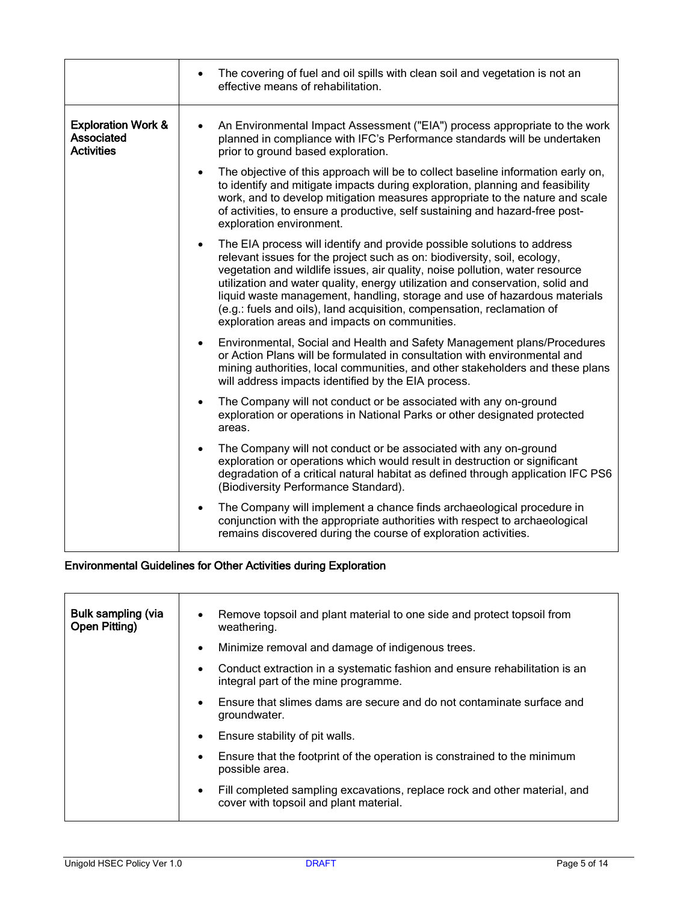| | |
|---|---|
| | • The covering of fuel and oil spills with clean soil and vegetation is not an effective means of rehabilitation. |
| **Exploration Work & Associated Activities** | • An Environmental Impact Assessment ("EIA") process appropriate to the work planned in compliance with IFC's Performance standards will be undertaken prior to ground based exploration.<br>• The objective of this approach will be to collect baseline information early on, to identify and mitigate impacts during exploration, planning and feasibility work, and to develop mitigation measures appropriate to the nature and scale of activities, to ensure a productive, self sustaining and hazard-free post-exploration environment.<br>• The EIA process will identify and provide possible solutions to address relevant issues for the project such as on: biodiversity, soil, ecology, vegetation and wildlife issues, air quality, noise pollution, water resource utilization and water quality, energy utilization and conservation, solid and liquid waste management, handling, storage and use of hazardous materials (e.g.: fuels and oils), land acquisition, compensation, reclamation of exploration areas and impacts on communities.<br>• Environmental, Social and Health and Safety Management plans/Procedures or Action Plans will be formulated in consultation with environmental and mining authorities, local communities, and other stakeholders and these plans will address impacts identified by the EIA process.<br>• The Company will not conduct or be associated with any on-ground exploration or operations in National Parks or other designated protected areas.<br>• The Company will not conduct or be associated with any on-ground exploration or operations which would result in destruction or significant degradation of a critical natural habitat as defined through application IFC PS6 (Biodiversity Performance Standard).<br>• The Company will implement a chance finds archaeological procedure in conjunction with the appropriate authorities with respect to archaeological remains discovered during the course of exploration activities. |

**Environmental Guidelines for Other Activities during Exploration**

| | |
|---|---|
| **Bulk sampling (via Open Pitting)** | • Remove topsoil and plant material to one side and protect topsoil from weathering.<br>• Minimize removal and damage of indigenous trees.<br>• Conduct extraction in a systematic fashion and ensure rehabilitation is an integral part of the mine programme.<br>• Ensure that slimes dams are secure and do not contaminate surface and groundwater.<br>• Ensure stability of pit walls.<br>• Ensure that the footprint of the operation is constrained to the minimum possible area.<br>• Fill completed sampling excavations, replace rock and other material, and cover with topsoil and plant material. |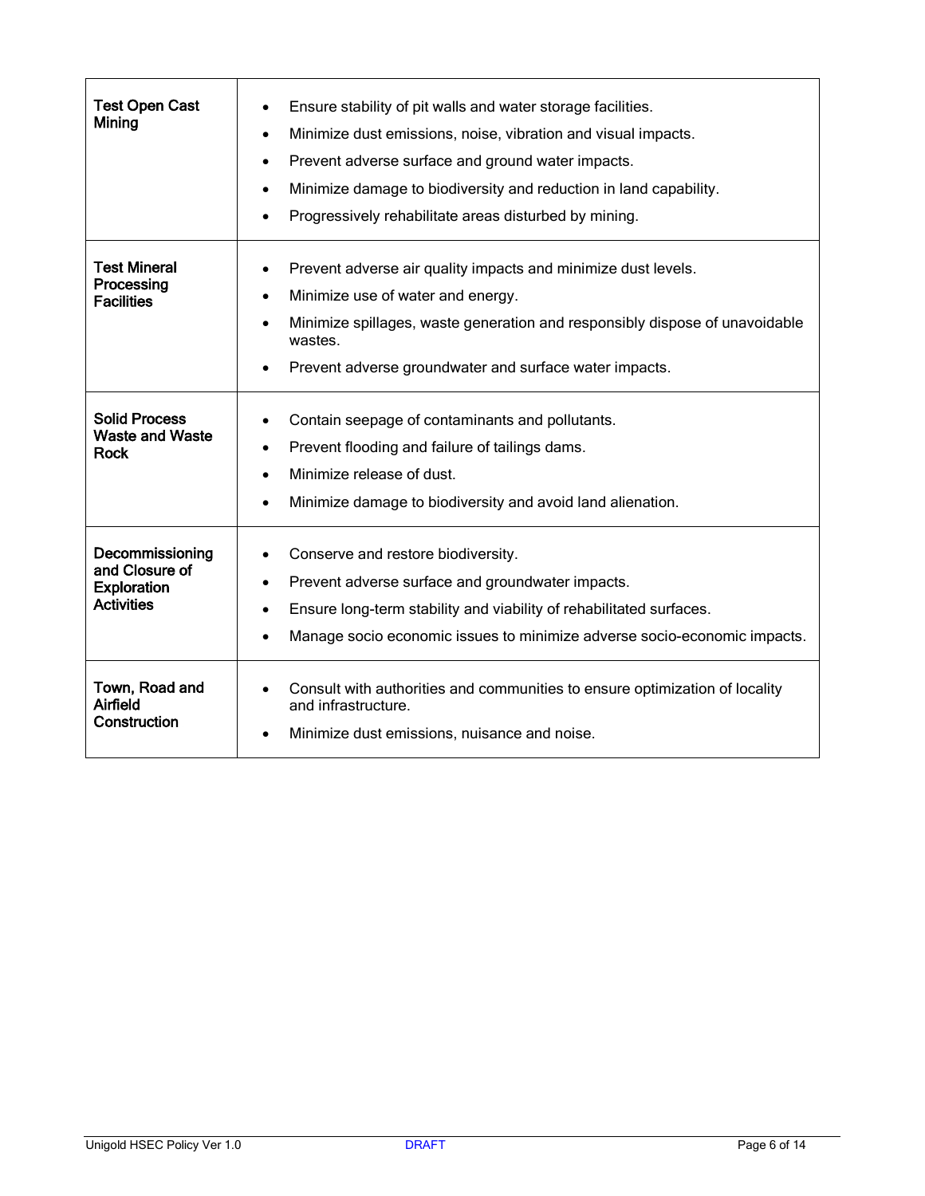| | |
|---|---|
| **Test Open Cast Mining** | • Ensure stability of pit walls and water storage facilities.<br>• Minimize dust emissions, noise, vibration and visual impacts.<br>• Prevent adverse surface and ground water impacts.<br>• Minimize damage to biodiversity and reduction in land capability.<br>• Progressively rehabilitate areas disturbed by mining. |
| **Test Mineral Processing Facilities** | • Prevent adverse air quality impacts and minimize dust levels.<br>• Minimize use of water and energy.<br>• Minimize spillages, waste generation and responsibly dispose of unavoidable wastes.<br>• Prevent adverse groundwater and surface water impacts. |
| **Solid Process Waste and Waste Rock** | • Contain seepage of contaminants and pollutants.<br>• Prevent flooding and failure of tailings dams.<br>• Minimize release of dust.<br>• Minimize damage to biodiversity and avoid land alienation. |
| **Decommissioning and Closure of Exploration Activities** | • Conserve and restore biodiversity.<br>• Prevent adverse surface and groundwater impacts.<br>• Ensure long-term stability and viability of rehabilitated surfaces.<br>• Manage socio economic issues to minimize adverse socio-economic impacts. |
| **Town, Road and Airfield Construction** | • Consult with authorities and communities to ensure optimization of locality and infrastructure.<br>• Minimize dust emissions, nuisance and noise. |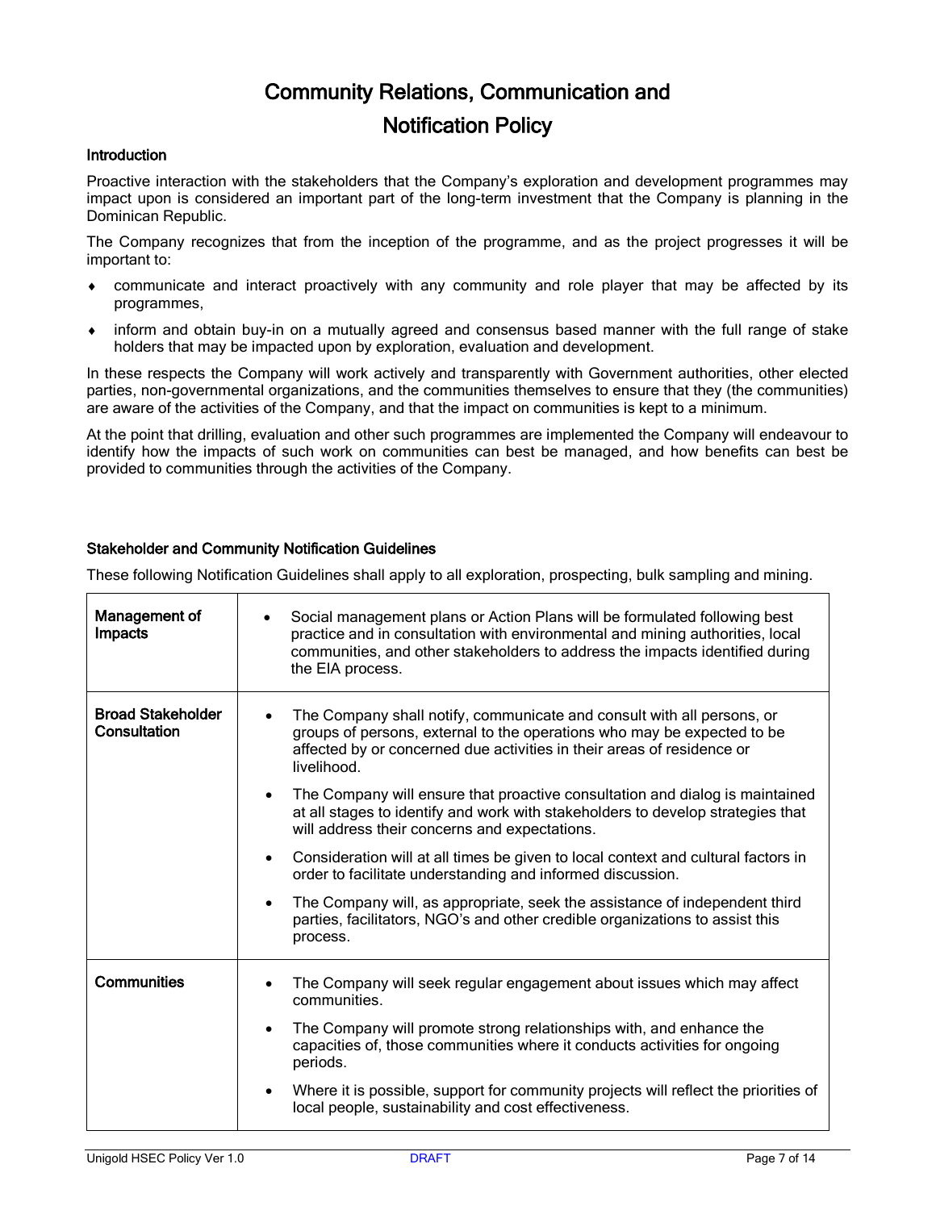# Community Relations, Communication and Notification Policy

### Introduction

Proactive interaction with the stakeholders that the Company's exploration and development programmes may impact upon is considered an important part of the long-term investment that the Company is planning in the Dominican Republic.

The Company recognizes that from the inception of the programme, and as the project progresses it will be important to:

- communicate and interact proactively with any community and role player that may be affected by its programmes,
- inform and obtain buy-in on a mutually agreed and consensus based manner with the full range of stake holders that may be impacted upon by exploration, evaluation and development.

In these respects the Company will work actively and transparently with Government authorities, other elected parties, non-governmental organizations, and the communities themselves to ensure that they (the communities) are aware of the activities of the Company, and that the impact on communities is kept to a minimum.

At the point that drilling, evaluation and other such programmes are implemented the Company will endeavour to identify how the impacts of such work on communities can best be managed, and how benefits can best be provided to communities through the activities of the Company.

### Stakeholder and Community Notification Guidelines

These following Notification Guidelines shall apply to all exploration, prospecting, bulk sampling and mining.

| | |
|---|---|
| **Management of Impacts** | • Social management plans or Action Plans will be formulated following best practice and in consultation with environmental and mining authorities, local communities, and other stakeholders to address the impacts identified during the EIA process. |
| **Broad Stakeholder Consultation** | • The Company shall notify, communicate and consult with all persons, or groups of persons, external to the operations who may be expected to be affected by or concerned due activities in their areas of residence or livelihood.<br>• The Company will ensure that proactive consultation and dialog is maintained at all stages to identify and work with stakeholders to develop strategies that will address their concerns and expectations.<br>• Consideration will at all times be given to local context and cultural factors in order to facilitate understanding and informed discussion.<br>• The Company will, as appropriate, seek the assistance of independent third parties, facilitators, NGO's and other credible organizations to assist this process. |
| **Communities** | • The Company will seek regular engagement about issues which may affect communities.<br>• The Company will promote strong relationships with, and enhance the capacities of, those communities where it conducts activities for ongoing periods.<br>• Where it is possible, support for community projects will reflect the priorities of local people, sustainability and cost effectiveness. |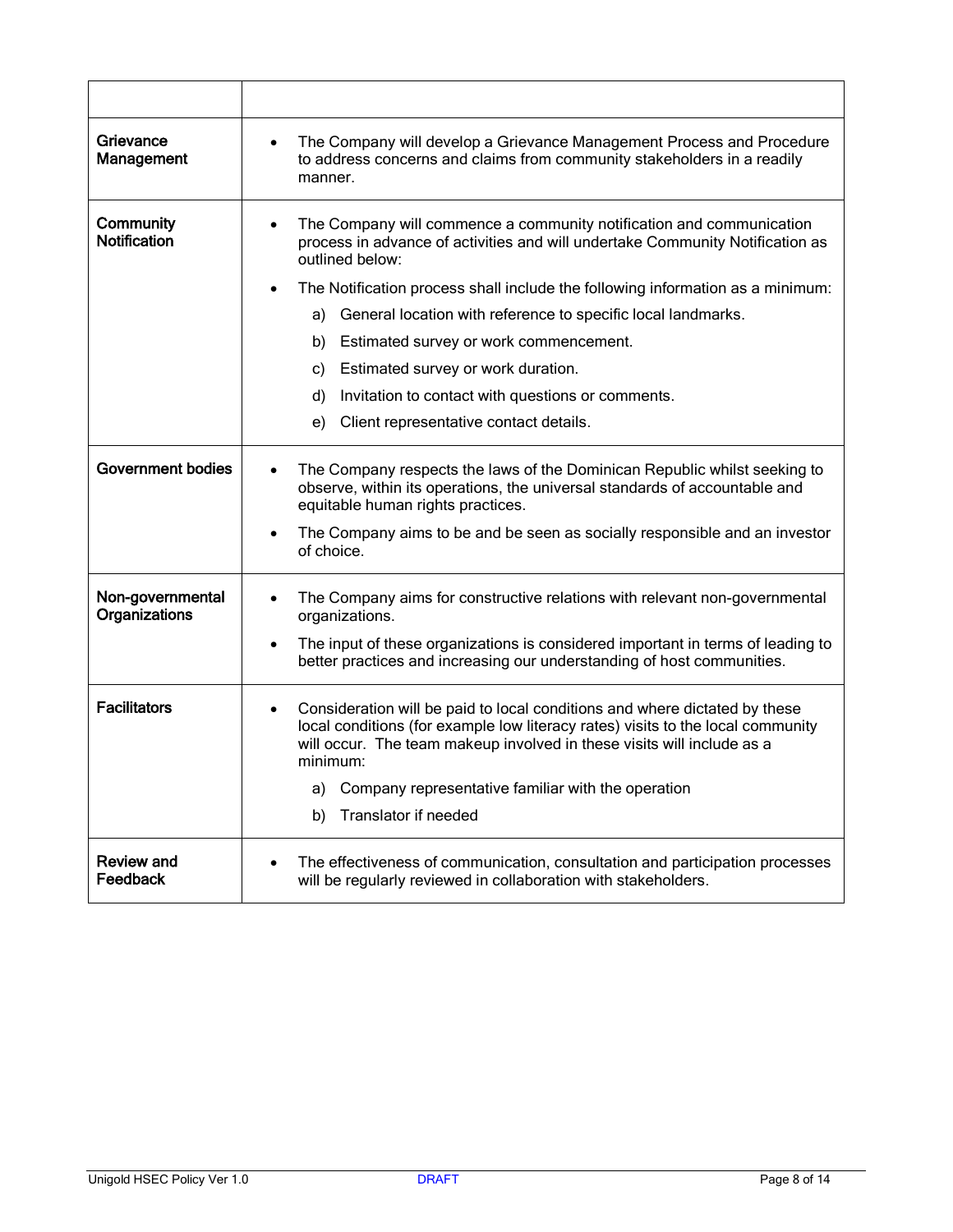| | |
|---|---|
| **Grievance Management** | • The Company will develop a Grievance Management Process and Procedure to address concerns and claims from community stakeholders in a readily manner. |
| **Community Notification** | • The Company will commence a community notification and communication process in advance of activities and will undertake Community Notification as outlined below:<br>• The Notification process shall include the following information as a minimum:<br>a) General location with reference to specific local landmarks.<br>b) Estimated survey or work commencement.<br>c) Estimated survey or work duration.<br>d) Invitation to contact with questions or comments.<br>e) Client representative contact details. |
| **Government bodies** | • The Company respects the laws of the Dominican Republic whilst seeking to observe, within its operations, the universal standards of accountable and equitable human rights practices.<br>• The Company aims to be and be seen as socially responsible and an investor of choice. |
| **Non-governmental Organizations** | • The Company aims for constructive relations with relevant non-governmental organizations.<br>• The input of these organizations is considered important in terms of leading to better practices and increasing our understanding of host communities. |
| **Facilitators** | • Consideration will be paid to local conditions and where dictated by these local conditions (for example low literacy rates) visits to the local community will occur. The team makeup involved in these visits will include as a minimum:<br>a) Company representative familiar with the operation<br>b) Translator if needed |
| **Review and Feedback** | • The effectiveness of communication, consultation and participation processes will be regularly reviewed in collaboration with stakeholders. |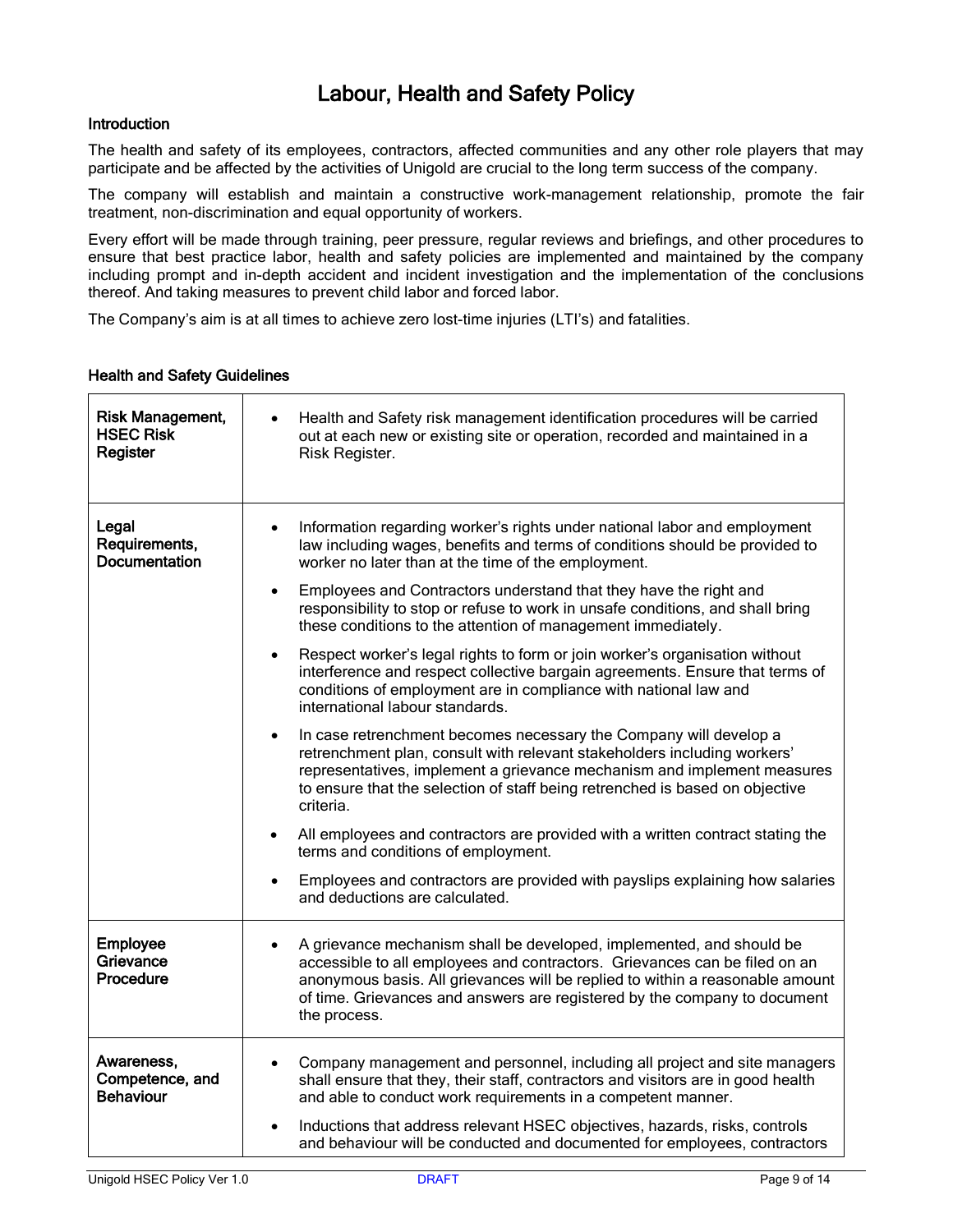# Labour, Health and Safety Policy

### Introduction

The health and safety of its employees, contractors, affected communities and any other role players that may participate and be affected by the activities of Unigold are crucial to the long term success of the company.

The company will establish and maintain a constructive work-management relationship, promote the fair treatment, non-discrimination and equal opportunity of workers.

Every effort will be made through training, peer pressure, regular reviews and briefings, and other procedures to ensure that best practice labor, health and safety policies are implemented and maintained by the company including prompt and in-depth accident and incident investigation and the implementation of the conclusions thereof. And taking measures to prevent child labor and forced labor.

The Company's aim is at all times to achieve zero lost-time injuries (LTI's) and fatalities.

### Health and Safety Guidelines

| | |
|---|---|
| **Risk Management, HSEC Risk Register** | • Health and Safety risk management identification procedures will be carried out at each new or existing site or operation, recorded and maintained in a Risk Register. |
| **Legal Requirements, Documentation** | • Information regarding worker's rights under national labor and employment law including wages, benefits and terms of conditions should be provided to worker no later than at the time of the employment.<br>• Employees and Contractors understand that they have the right and responsibility to stop or refuse to work in unsafe conditions, and shall bring these conditions to the attention of management immediately.<br>• Respect worker's legal rights to form or join worker's organisation without interference and respect collective bargain agreements. Ensure that terms of conditions of employment are in compliance with national law and international labour standards.<br>• In case retrenchment becomes necessary the Company will develop a retrenchment plan, consult with relevant stakeholders including workers' representatives, implement a grievance mechanism and implement measures to ensure that the selection of staff being retrenched is based on objective criteria.<br>• All employees and contractors are provided with a written contract stating the terms and conditions of employment.<br>• Employees and contractors are provided with payslips explaining how salaries and deductions are calculated. |
| **Employee Grievance Procedure** | • A grievance mechanism shall be developed, implemented, and should be accessible to all employees and contractors. Grievances can be filed on an anonymous basis. All grievances will be replied to within a reasonable amount of time. Grievances and answers are registered by the company to document the process. |
| **Awareness, Competence, and Behaviour** | • Company management and personnel, including all project and site managers shall ensure that they, their staff, contractors and visitors are in good health and able to conduct work requirements in a competent manner.<br>• Inductions that address relevant HSEC objectives, hazards, risks, controls and behaviour will be conducted and documented for employees, contractors |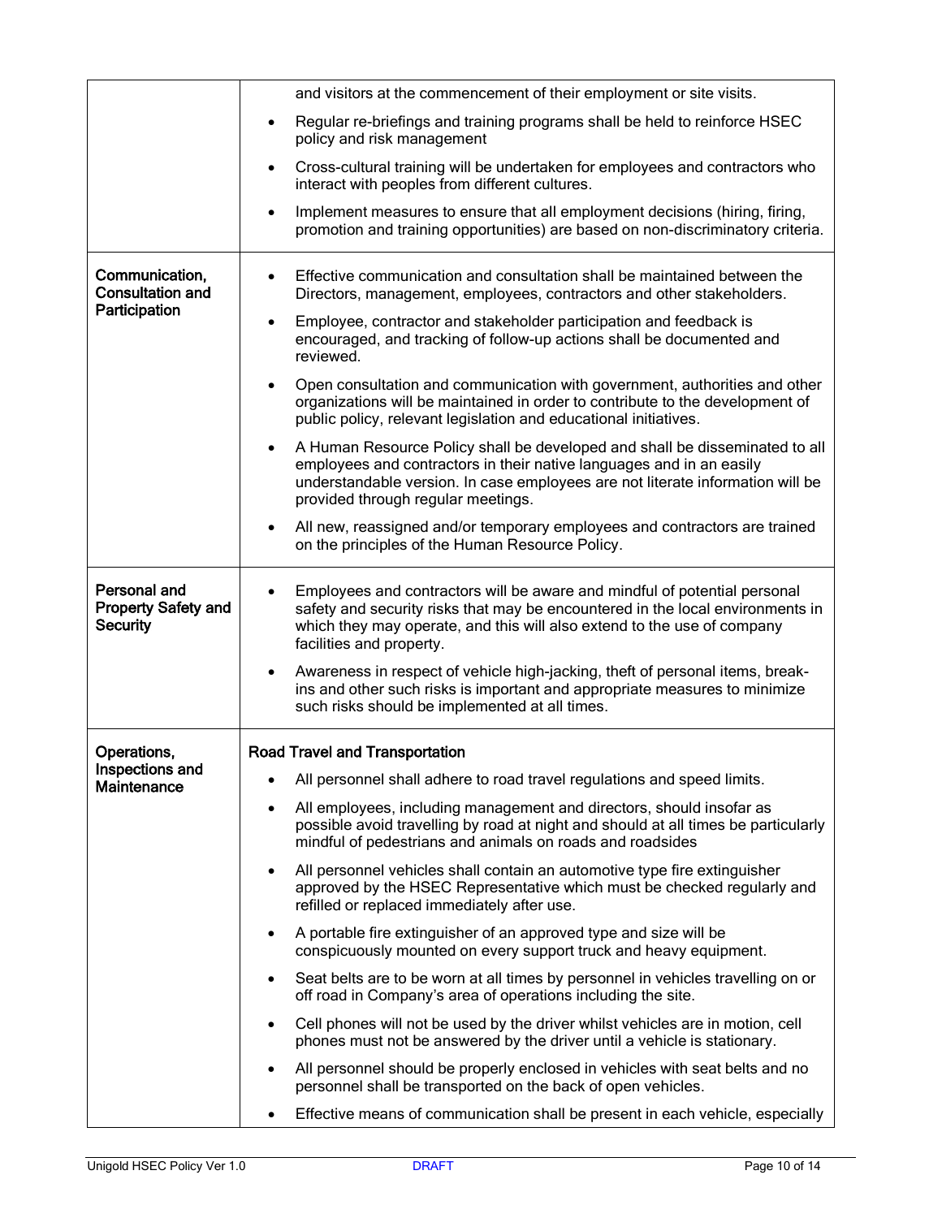| | |
|---|---|
| | and visitors at the commencement of their employment or site visits.<br>• Regular re-briefings and training programs shall be held to reinforce HSEC policy and risk management<br>• Cross-cultural training will be undertaken for employees and contractors who interact with peoples from different cultures.<br>• Implement measures to ensure that all employment decisions (hiring, firing, promotion and training opportunities) are based on non-discriminatory criteria. |
| **Communication, Consultation and Participation** | • Effective communication and consultation shall be maintained between the Directors, management, employees, contractors and other stakeholders.<br>• Employee, contractor and stakeholder participation and feedback is encouraged, and tracking of follow-up actions shall be documented and reviewed.<br>• Open consultation and communication with government, authorities and other organizations will be maintained in order to contribute to the development of public policy, relevant legislation and educational initiatives.<br>• A Human Resource Policy shall be developed and shall be disseminated to all employees and contractors in their native languages and in an easily understandable version. In case employees are not literate information will be provided through regular meetings.<br>• All new, reassigned and/or temporary employees and contractors are trained on the principles of the Human Resource Policy. |
| **Personal and Property Safety and Security** | • Employees and contractors will be aware and mindful of potential personal safety and security risks that may be encountered in the local environments in which they may operate, and this will also extend to the use of company facilities and property.<br>• Awareness in respect of vehicle high-jacking, theft of personal items, break-ins and other such risks is important and appropriate measures to minimize such risks should be implemented at all times. |
| **Operations, Inspections and Maintenance** | **Road Travel and Transportation**<br>• All personnel shall adhere to road travel regulations and speed limits.<br>• All employees, including management and directors, should insofar as possible avoid travelling by road at night and should at all times be particularly mindful of pedestrians and animals on roads and roadsides<br>• All personnel vehicles shall contain an automotive type fire extinguisher approved by the HSEC Representative which must be checked regularly and refilled or replaced immediately after use.<br>• A portable fire extinguisher of an approved type and size will be conspicuously mounted on every support truck and heavy equipment.<br>• Seat belts are to be worn at all times by personnel in vehicles travelling on or off road in Company's area of operations including the site.<br>• Cell phones will not be used by the driver whilst vehicles are in motion, cell phones must not be answered by the driver until a vehicle is stationary.<br>• All personnel should be properly enclosed in vehicles with seat belts and no personnel shall be transported on the back of open vehicles.<br>• Effective means of communication shall be present in each vehicle, especially |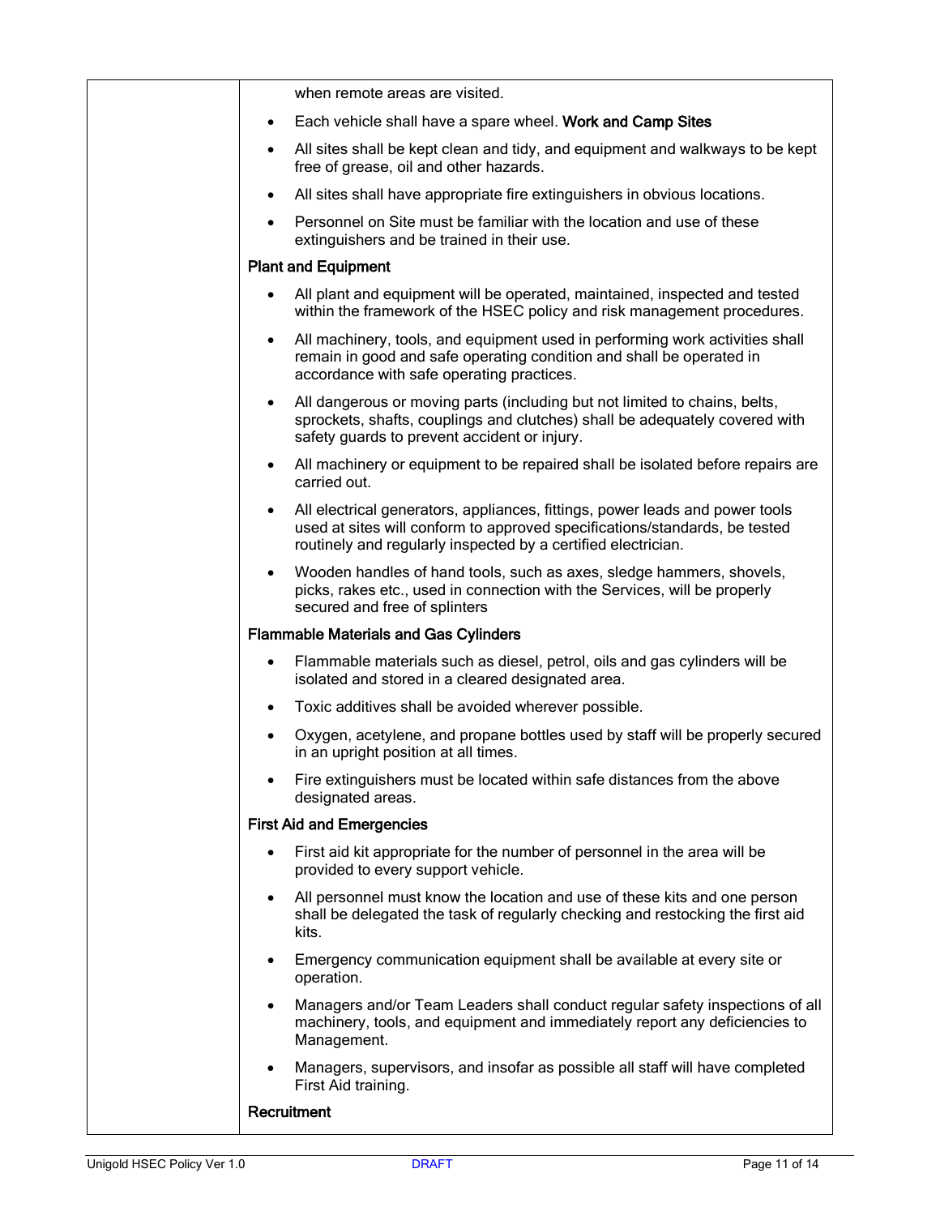when remote areas are visited.

- Each vehicle shall have a spare wheel.

**Work and Camp Sites**

- All sites shall be kept clean and tidy, and equipment and walkways to be kept free of grease, oil and other hazards.
- All sites shall have appropriate fire extinguishers in obvious locations.
- Personnel on Site must be familiar with the location and use of these extinguishers and be trained in their use.

**Plant and Equipment**

- All plant and equipment will be operated, maintained, inspected and tested within the framework of the HSEC policy and risk management procedures.
- All machinery, tools, and equipment used in performing work activities shall remain in good and safe operating condition and shall be operated in accordance with safe operating practices.
- All dangerous or moving parts (including but not limited to chains, belts, sprockets, shafts, couplings and clutches) shall be adequately covered with safety guards to prevent accident or injury.
- All machinery or equipment to be repaired shall be isolated before repairs are carried out.
- All electrical generators, appliances, fittings, power leads and power tools used at sites will conform to approved specifications/standards, be tested routinely and regularly inspected by a certified electrician.
- Wooden handles of hand tools, such as axes, sledge hammers, shovels, picks, rakes etc., used in connection with the Services, will be properly secured and free of splinters

**Flammable Materials and Gas Cylinders**

- Flammable materials such as diesel, petrol, oils and gas cylinders will be isolated and stored in a cleared designated area.
- Toxic additives shall be avoided wherever possible.
- Oxygen, acetylene, and propane bottles used by staff will be properly secured in an upright position at all times.
- Fire extinguishers must be located within safe distances from the above designated areas.

**First Aid and Emergencies**

- First aid kit appropriate for the number of personnel in the area will be provided to every support vehicle.
- All personnel must know the location and use of these kits and one person shall be delegated the task of regularly checking and restocking the first aid kits.
- Emergency communication equipment shall be available at every site or operation.
- Managers and/or Team Leaders shall conduct regular safety inspections of all machinery, tools, and equipment and immediately report any deficiencies to Management.
- Managers, supervisors, and insofar as possible all staff will have completed First Aid training.

**Recruitment**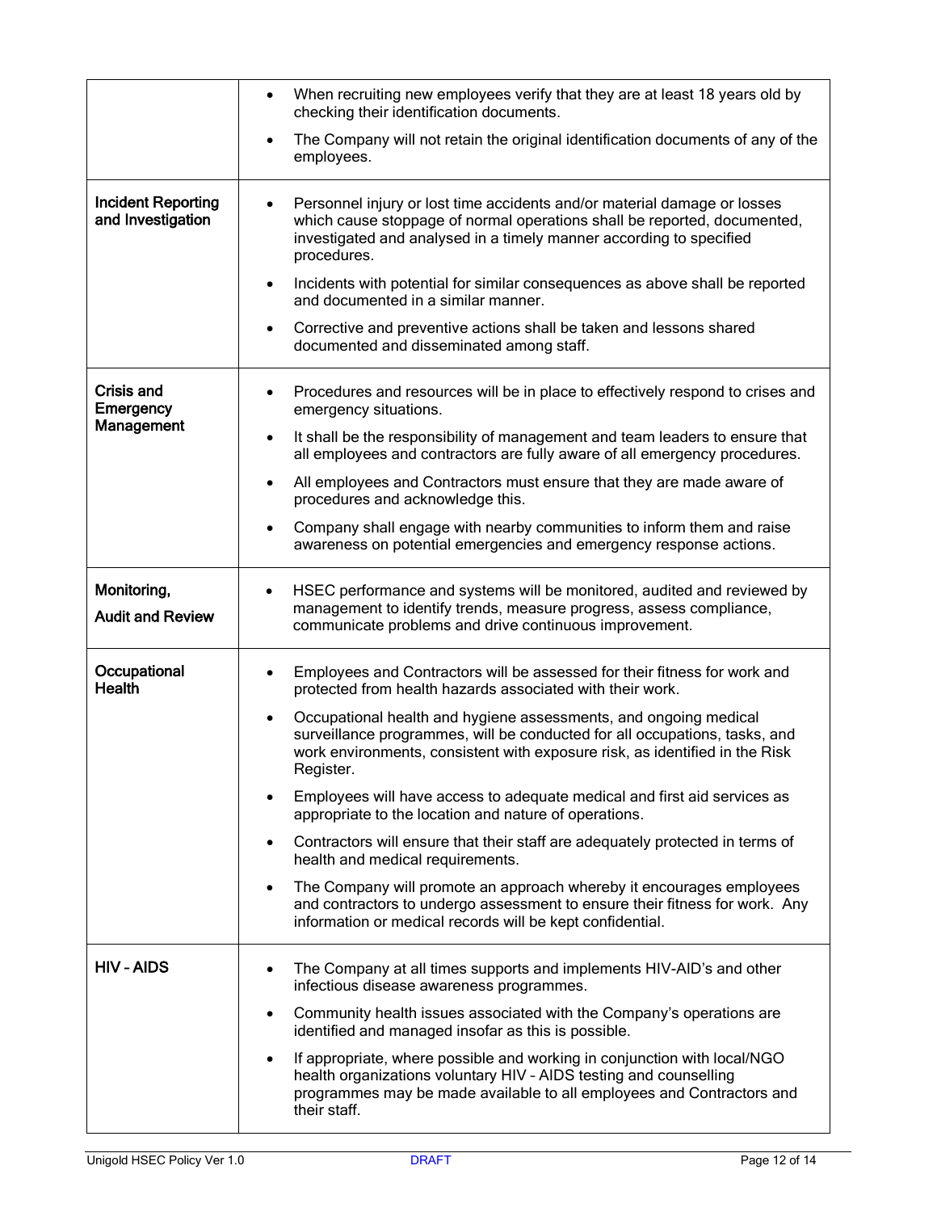| | |
|---|---|
| | • When recruiting new employees verify that they are at least 18 years old by checking their identification documents.<br>• The Company will not retain the original identification documents of any of the employees. |
| **Incident Reporting and Investigation** | • Personnel injury or lost time accidents and/or material damage or losses which cause stoppage of normal operations shall be reported, documented, investigated and analysed in a timely manner according to specified procedures.<br>• Incidents with potential for similar consequences as above shall be reported and documented in a similar manner.<br>• Corrective and preventive actions shall be taken and lessons shared documented and disseminated among staff. |
| **Crisis and Emergency Management** | • Procedures and resources will be in place to effectively respond to crises and emergency situations.<br>• It shall be the responsibility of management and team leaders to ensure that all employees and contractors are fully aware of all emergency procedures.<br>• All employees and Contractors must ensure that they are made aware of procedures and acknowledge this.<br>• Company shall engage with nearby communities to inform them and raise awareness on potential emergencies and emergency response actions. |
| **Monitoring, Audit and Review** | • HSEC performance and systems will be monitored, audited and reviewed by management to identify trends, measure progress, assess compliance, communicate problems and drive continuous improvement. |
| **Occupational Health** | • Employees and Contractors will be assessed for their fitness for work and protected from health hazards associated with their work.<br>• Occupational health and hygiene assessments, and ongoing medical surveillance programmes, will be conducted for all occupations, tasks, and work environments, consistent with exposure risk, as identified in the Risk Register.<br>• Employees will have access to adequate medical and first aid services as appropriate to the location and nature of operations.<br>• Contractors will ensure that their staff are adequately protected in terms of health and medical requirements.<br>• The Company will promote an approach whereby it encourages employees and contractors to undergo assessment to ensure their fitness for work. Any information or medical records will be kept confidential. |
| **HIV - AIDS** | • The Company at all times supports and implements HIV-AID's and other infectious disease awareness programmes.<br>• Community health issues associated with the Company's operations are identified and managed insofar as this is possible.<br>• If appropriate, where possible and working in conjunction with local/NGO health organizations voluntary HIV - AIDS testing and counselling programmes may be made available to all employees and Contractors and their staff. |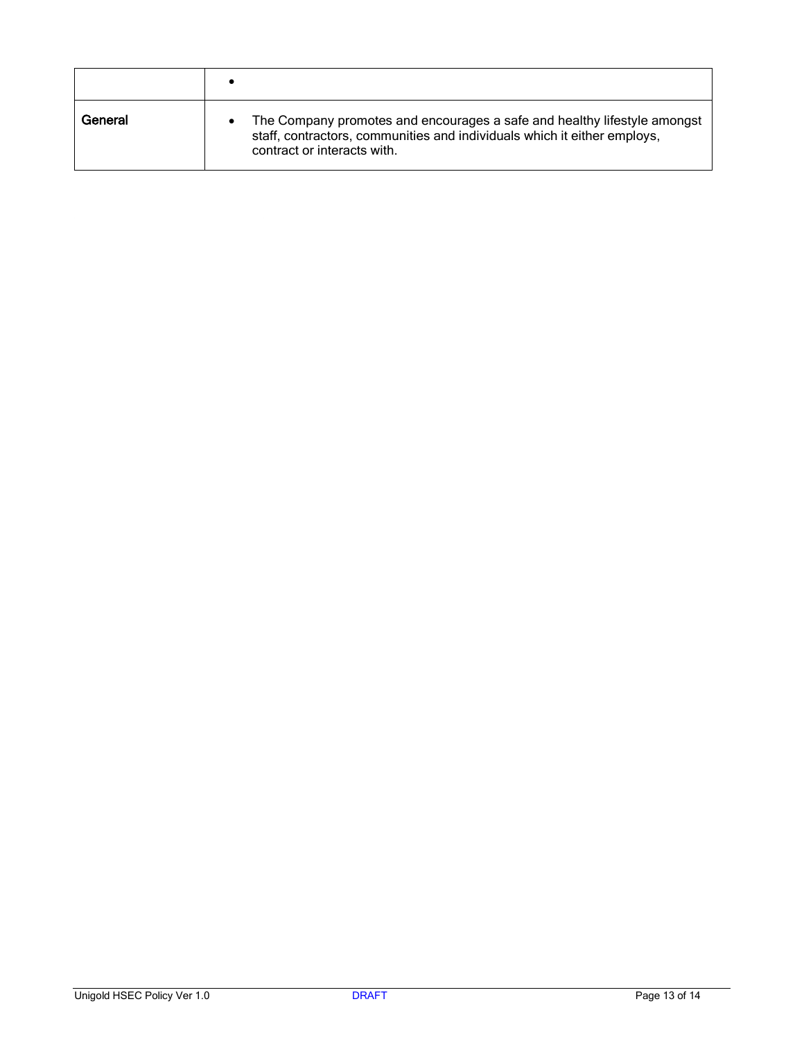| | |
|---|---|
| | • |
| **General** | • The Company promotes and encourages a safe and healthy lifestyle amongst staff, contractors, communities and individuals which it either employs, contract or interacts with. |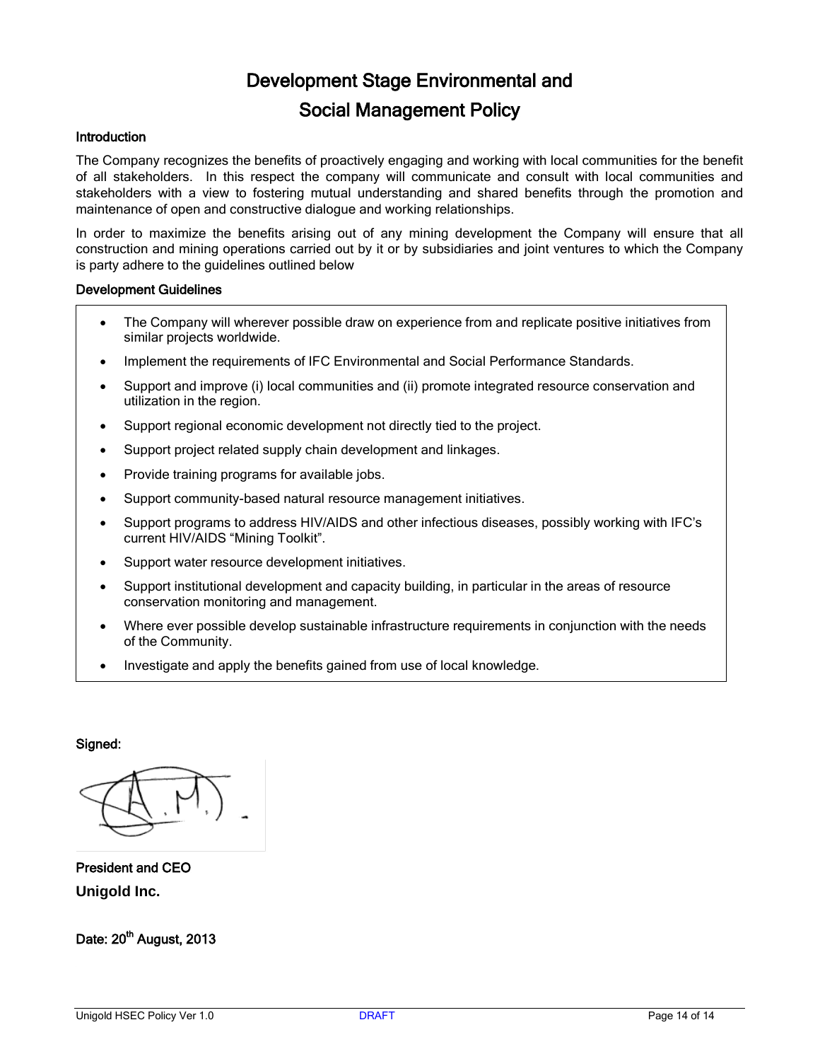# Development Stage Environmental and Social Management Policy

**Introduction**

The Company recognizes the benefits of proactively engaging and working with local communities for the benefit of all stakeholders. In this respect the company will communicate and consult with local communities and stakeholders with a view to fostering mutual understanding and shared benefits through the promotion and maintenance of open and constructive dialogue and working relationships.

In order to maximize the benefits arising out of any mining development the Company will ensure that all construction and mining operations carried out by it or by subsidiaries and joint ventures to which the Company is party adhere to the guidelines outlined below

**Development Guidelines**

- The Company will wherever possible draw on experience from and replicate positive initiatives from similar projects worldwide.
- Implement the requirements of IFC Environmental and Social Performance Standards.
- Support and improve (i) local communities and (ii) promote integrated resource conservation and utilization in the region.
- Support regional economic development not directly tied to the project.
- Support project related supply chain development and linkages.
- Provide training programs for available jobs.
- Support community-based natural resource management initiatives.
- Support programs to address HIV/AIDS and other infectious diseases, possibly working with IFC's current HIV/AIDS "Mining Toolkit".
- Support water resource development initiatives.
- Support institutional development and capacity building, in particular in the areas of resource conservation monitoring and management.
- Where ever possible develop sustainable infrastructure requirements in conjunction with the needs of the Community.
- Investigate and apply the benefits gained from use of local knowledge.

**Signed:**

**President and CEO**

**Unigold Inc.**

**Date: 20th August, 2013**